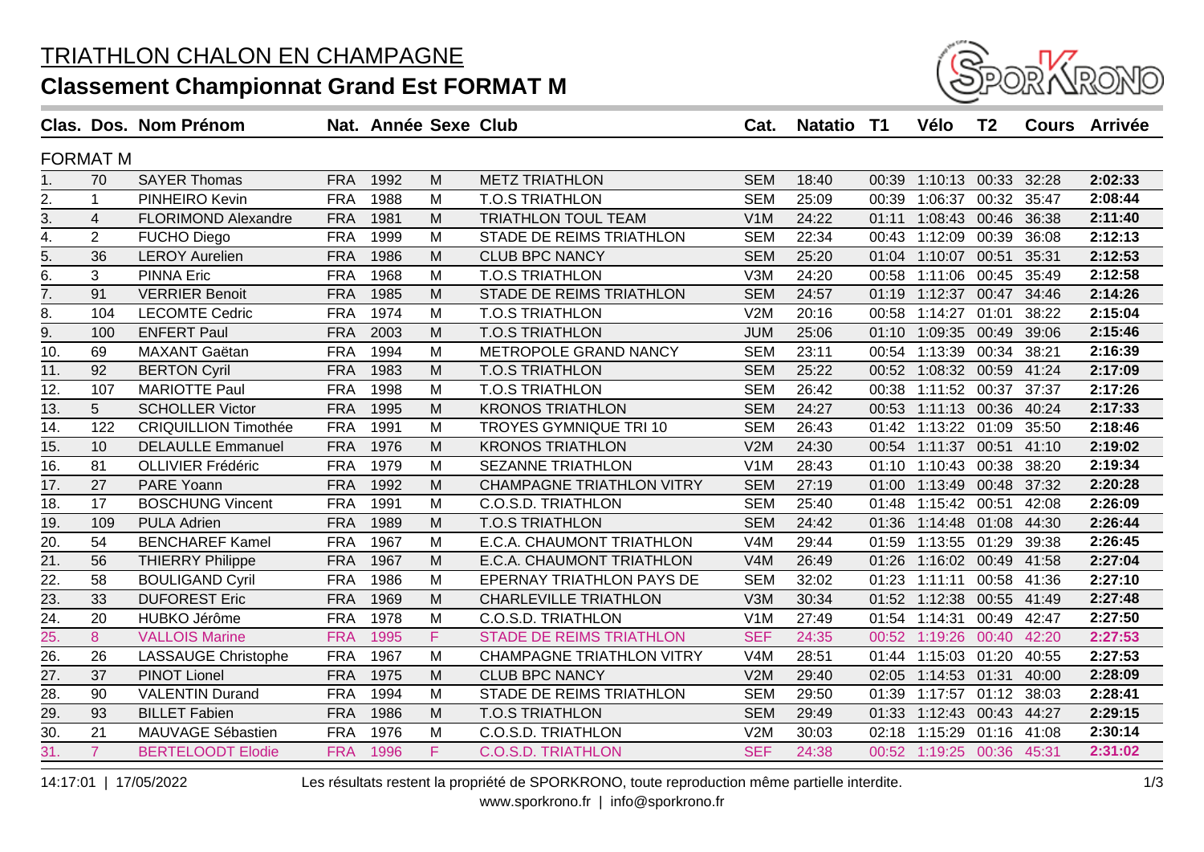# TRIATHLON CHALON EN CHAMPAGNE

## Classement Championnat Grand Est FORMAT M

### FORMAT M

| Clas. | Dos. | Nom Prénom | Nat. | Année | Sexe | Club | Cat. | Natatio | T1 | Vélo | T2 | Cours | Arrivée |
|---|---|---|---|---|---|---|---|---|---|---|---|---|---|
| 1. | 70 | SAYER Thomas | FRA | 1992 | M | METZ TRIATHLON | SEM | 18:40 | 00:39 | 1:10:13 | 00:33 | 32:28 | **2:02:33** |
| 2. | 1 | PINHEIRO Kevin | FRA | 1988 | M | T.O.S TRIATHLON | SEM | 25:09 | 00:39 | 1:06:37 | 00:32 | 35:47 | **2:08:44** |
| 3. | 4 | FLORIMOND Alexandre | FRA | 1981 | M | TRIATHLON TOUL TEAM | V1M | 24:22 | 01:11 | 1:08:43 | 00:46 | 36:38 | **2:11:40** |
| 4. | 2 | FUCHO Diego | FRA | 1999 | M | STADE DE REIMS TRIATHLON | SEM | 22:34 | 00:43 | 1:12:09 | 00:39 | 36:08 | **2:12:13** |
| 5. | 36 | LEROY Aurelien | FRA | 1986 | M | CLUB BPC NANCY | SEM | 25:20 | 01:04 | 1:10:07 | 00:51 | 35:31 | **2:12:53** |
| 6. | 3 | PINNA Eric | FRA | 1968 | M | T.O.S TRIATHLON | V3M | 24:20 | 00:58 | 1:11:06 | 00:45 | 35:49 | **2:12:58** |
| 7. | 91 | VERRIER Benoit | FRA | 1985 | M | STADE DE REIMS TRIATHLON | SEM | 24:57 | 01:19 | 1:12:37 | 00:47 | 34:46 | **2:14:26** |
| 8. | 104 | LECOMTE Cedric | FRA | 1974 | M | T.O.S TRIATHLON | V2M | 20:16 | 00:58 | 1:14:27 | 01:01 | 38:22 | **2:15:04** |
| 9. | 100 | ENFERT Paul | FRA | 2003 | M | T.O.S TRIATHLON | JUM | 25:06 | 01:10 | 1:09:35 | 00:49 | 39:06 | **2:15:46** |
| 10. | 69 | MAXANT Gaëtan | FRA | 1994 | M | METROPOLE GRAND NANCY | SEM | 23:11 | 00:54 | 1:13:39 | 00:34 | 38:21 | **2:16:39** |
| 11. | 92 | BERTON Cyril | FRA | 1983 | M | T.O.S TRIATHLON | SEM | 25:22 | 00:52 | 1:08:32 | 00:59 | 41:24 | **2:17:09** |
| 12. | 107 | MARIOTTE Paul | FRA | 1998 | M | T.O.S TRIATHLON | SEM | 26:42 | 00:38 | 1:11:52 | 00:37 | 37:37 | **2:17:26** |
| 13. | 5 | SCHOLLER Victor | FRA | 1995 | M | KRONOS TRIATHLON | SEM | 24:27 | 00:53 | 1:11:13 | 00:36 | 40:24 | **2:17:33** |
| 14. | 122 | CRIQUILLION Timothée | FRA | 1991 | M | TROYES GYMNIQUE TRI 10 | SEM | 26:43 | 01:42 | 1:13:22 | 01:09 | 35:50 | **2:18:46** |
| 15. | 10 | DELAULLE Emmanuel | FRA | 1976 | M | KRONOS TRIATHLON | V2M | 24:30 | 00:54 | 1:11:37 | 00:51 | 41:10 | **2:19:02** |
| 16. | 81 | OLLIVIER Frédéric | FRA | 1979 | M | SEZANNE TRIATHLON | V1M | 28:43 | 01:10 | 1:10:43 | 00:38 | 38:20 | **2:19:34** |
| 17. | 27 | PARE Yoann | FRA | 1992 | M | CHAMPAGNE TRIATHLON VITRY | SEM | 27:19 | 01:00 | 1:13:49 | 00:48 | 37:32 | **2:20:28** |
| 18. | 17 | BOSCHUNG Vincent | FRA | 1991 | M | C.O.S.D. TRIATHLON | SEM | 25:40 | 01:48 | 1:15:42 | 00:51 | 42:08 | **2:26:09** |
| 19. | 109 | PULA Adrien | FRA | 1989 | M | T.O.S TRIATHLON | SEM | 24:42 | 01:36 | 1:14:48 | 01:08 | 44:30 | **2:26:44** |
| 20. | 54 | BENCHAREF Kamel | FRA | 1967 | M | E.C.A. CHAUMONT TRIATHLON | V4M | 29:44 | 01:59 | 1:13:55 | 01:29 | 39:38 | **2:26:45** |
| 21. | 56 | THIERRY Philippe | FRA | 1967 | M | E.C.A. CHAUMONT TRIATHLON | V4M | 26:49 | 01:26 | 1:16:02 | 00:49 | 41:58 | **2:27:04** |
| 22. | 58 | BOULIGAND Cyril | FRA | 1986 | M | EPERNAY TRIATHLON PAYS DE | SEM | 32:02 | 01:23 | 1:11:11 | 00:58 | 41:36 | **2:27:10** |
| 23. | 33 | DUFOREST Eric | FRA | 1969 | M | CHARLEVILLE TRIATHLON | V3M | 30:34 | 01:52 | 1:12:38 | 00:55 | 41:49 | **2:27:48** |
| 24. | 20 | HUBKO Jérôme | FRA | 1978 | M | C.O.S.D. TRIATHLON | V1M | 27:49 | 01:54 | 1:14:31 | 00:49 | 42:47 | **2:27:50** |
| 25. | 8 | VALLOIS Marine | FRA | 1995 | F | STADE DE REIMS TRIATHLON | SEF | 24:35 | 00:52 | 1:19:26 | 00:40 | 42:20 | **2:27:53** |
| 26. | 26 | LASSAUGE Christophe | FRA | 1967 | M | CHAMPAGNE TRIATHLON VITRY | V4M | 28:51 | 01:44 | 1:15:03 | 01:20 | 40:55 | **2:27:53** |
| 27. | 37 | PINOT Lionel | FRA | 1975 | M | CLUB BPC NANCY | V2M | 29:40 | 02:05 | 1:14:53 | 01:31 | 40:00 | **2:28:09** |
| 28. | 90 | VALENTIN Durand | FRA | 1994 | M | STADE DE REIMS TRIATHLON | SEM | 29:50 | 01:39 | 1:17:57 | 01:12 | 38:03 | **2:28:41** |
| 29. | 93 | BILLET Fabien | FRA | 1986 | M | T.O.S TRIATHLON | SEM | 29:49 | 01:33 | 1:12:43 | 00:43 | 44:27 | **2:29:15** |
| 30. | 21 | MAUVAGE Sébastien | FRA | 1976 | M | C.O.S.D. TRIATHLON | V2M | 30:03 | 02:18 | 1:15:29 | 01:16 | 41:08 | **2:30:14** |
| 31. | 7 | BERTELOODT Elodie | FRA | 1996 | F | C.O.S.D. TRIATHLON | SEF | 24:38 | 00:52 | 1:19:25 | 00:36 | 45:31 | **2:31:02** |

14:17:01 | 17/05/2022 Les résultats restent la propriété de SPORKRONO, toute reproduction même partielle interdite.

www.sporkrono.fr | info@sporkrono.fr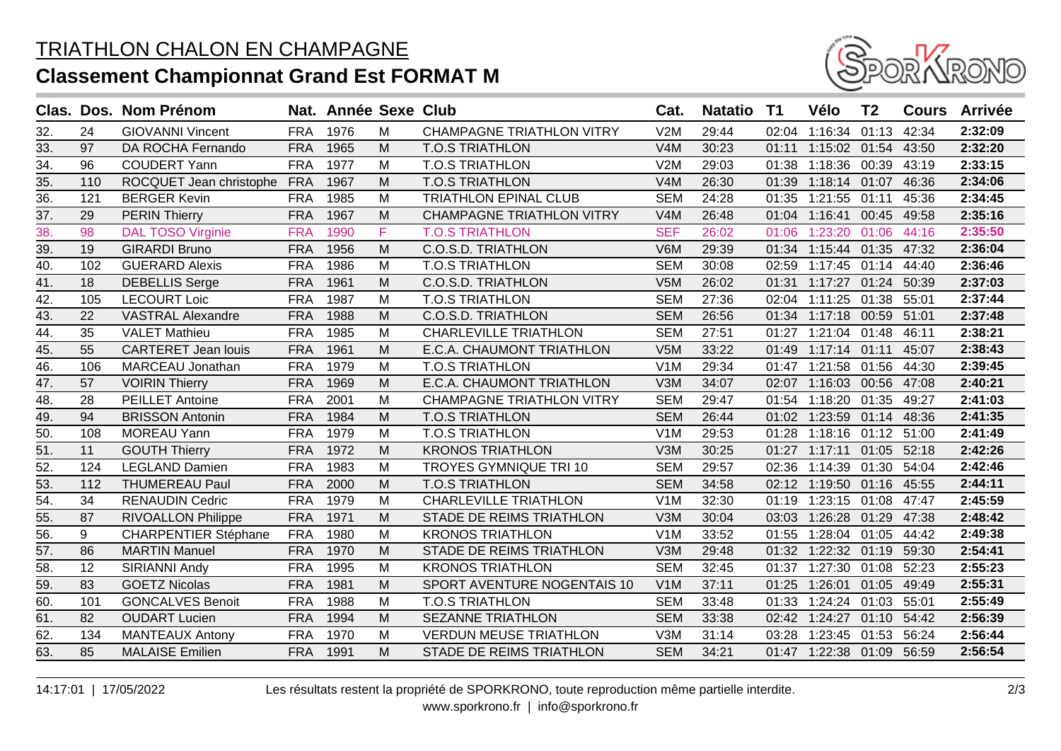# TRIATHLON CHALON EN CHAMPAGNE

## Classement Championnat Grand Est FORMAT M

| Clas. | Dos. | Nom Prénom | Nat. | Année | Sexe | Club | Cat. | Natatio | T1 | Vélo | T2 | Cours | Arrivée |
|---|---|---|---|---|---|---|---|---|---|---|---|---|---|
| 32. | 24 | GIOVANNI Vincent | FRA | 1976 | M | CHAMPAGNE TRIATHLON VITRY | V2M | 29:44 | 02:04 | 1:16:34 | 01:13 | 42:34 | **2:32:09** |
| 33. | 97 | DA ROCHA Fernando | FRA | 1965 | M | T.O.S TRIATHLON | V4M | 30:23 | 01:11 | 1:15:02 | 01:54 | 43:50 | **2:32:20** |
| 34. | 96 | COUDERT Yann | FRA | 1977 | M | T.O.S TRIATHLON | V2M | 29:03 | 01:38 | 1:18:36 | 00:39 | 43:19 | **2:33:15** |
| 35. | 110 | ROCQUET Jean christophe | FRA | 1967 | M | T.O.S TRIATHLON | V4M | 26:30 | 01:39 | 1:18:14 | 01:07 | 46:36 | **2:34:06** |
| 36. | 121 | BERGER Kevin | FRA | 1985 | M | TRIATHLON EPINAL CLUB | SEM | 24:28 | 01:35 | 1:21:55 | 01:11 | 45:36 | **2:34:45** |
| 37. | 29 | PERIN Thierry | FRA | 1967 | M | CHAMPAGNE TRIATHLON VITRY | V4M | 26:48 | 01:04 | 1:16:41 | 00:45 | 49:58 | **2:35:16** |
| 38. | 98 | DAL TOSO Virginie | FRA | 1990 | F | T.O.S TRIATHLON | SEF | 26:02 | 01:06 | 1:23:20 | 01:06 | 44:16 | **2:35:50** |
| 39. | 19 | GIRARDI Bruno | FRA | 1956 | M | C.O.S.D. TRIATHLON | V6M | 29:39 | 01:34 | 1:15:44 | 01:35 | 47:32 | **2:36:04** |
| 40. | 102 | GUERARD Alexis | FRA | 1986 | M | T.O.S TRIATHLON | SEM | 30:08 | 02:59 | 1:17:45 | 01:14 | 44:40 | **2:36:46** |
| 41. | 18 | DEBELLIS Serge | FRA | 1961 | M | C.O.S.D. TRIATHLON | V5M | 26:02 | 01:31 | 1:17:27 | 01:24 | 50:39 | **2:37:03** |
| 42. | 105 | LECOURT Loic | FRA | 1987 | M | T.O.S TRIATHLON | SEM | 27:36 | 02:04 | 1:11:25 | 01:38 | 55:01 | **2:37:44** |
| 43. | 22 | VASTRAL Alexandre | FRA | 1988 | M | C.O.S.D. TRIATHLON | SEM | 26:56 | 01:34 | 1:17:18 | 00:59 | 51:01 | **2:37:48** |
| 44. | 35 | VALET Mathieu | FRA | 1985 | M | CHARLEVILLE TRIATHLON | SEM | 27:51 | 01:27 | 1:21:04 | 01:48 | 46:11 | **2:38:21** |
| 45. | 55 | CARTERET Jean louis | FRA | 1961 | M | E.C.A. CHAUMONT TRIATHLON | V5M | 33:22 | 01:49 | 1:17:14 | 01:11 | 45:07 | **2:38:43** |
| 46. | 106 | MARCEAU Jonathan | FRA | 1979 | M | T.O.S TRIATHLON | V1M | 29:34 | 01:47 | 1:21:58 | 01:56 | 44:30 | **2:39:45** |
| 47. | 57 | VOIRIN Thierry | FRA | 1969 | M | E.C.A. CHAUMONT TRIATHLON | V3M | 34:07 | 02:07 | 1:16:03 | 00:56 | 47:08 | **2:40:21** |
| 48. | 28 | PEILLET Antoine | FRA | 2001 | M | CHAMPAGNE TRIATHLON VITRY | SEM | 29:47 | 01:54 | 1:18:20 | 01:35 | 49:27 | **2:41:03** |
| 49. | 94 | BRISSON Antonin | FRA | 1984 | M | T.O.S TRIATHLON | SEM | 26:44 | 01:02 | 1:23:59 | 01:14 | 48:36 | **2:41:35** |
| 50. | 108 | MOREAU Yann | FRA | 1979 | M | T.O.S TRIATHLON | V1M | 29:53 | 01:28 | 1:18:16 | 01:12 | 51:00 | **2:41:49** |
| 51. | 11 | GOUTH Thierry | FRA | 1972 | M | KRONOS TRIATHLON | V3M | 30:25 | 01:27 | 1:17:11 | 01:05 | 52:18 | **2:42:26** |
| 52. | 124 | LEGLAND Damien | FRA | 1983 | M | TROYES GYMNIQUE TRI 10 | SEM | 29:57 | 02:36 | 1:14:39 | 01:30 | 54:04 | **2:42:46** |
| 53. | 112 | THUMEREAU Paul | FRA | 2000 | M | T.O.S TRIATHLON | SEM | 34:58 | 02:12 | 1:19:50 | 01:16 | 45:55 | **2:44:11** |
| 54. | 34 | RENAUDIN Cedric | FRA | 1979 | M | CHARLEVILLE TRIATHLON | V1M | 32:30 | 01:19 | 1:23:15 | 01:08 | 47:47 | **2:45:59** |
| 55. | 87 | RIVOALLON Philippe | FRA | 1971 | M | STADE DE REIMS TRIATHLON | V3M | 30:04 | 03:03 | 1:26:28 | 01:29 | 47:38 | **2:48:42** |
| 56. | 9 | CHARPENTIER Stéphane | FRA | 1980 | M | KRONOS TRIATHLON | V1M | 33:52 | 01:55 | 1:28:04 | 01:05 | 44:42 | **2:49:38** |
| 57. | 86 | MARTIN Manuel | FRA | 1970 | M | STADE DE REIMS TRIATHLON | V3M | 29:48 | 01:32 | 1:22:32 | 01:19 | 59:30 | **2:54:41** |
| 58. | 12 | SIRIANNI Andy | FRA | 1995 | M | KRONOS TRIATHLON | SEM | 32:45 | 01:37 | 1:27:30 | 01:08 | 52:23 | **2:55:23** |
| 59. | 83 | GOETZ Nicolas | FRA | 1981 | M | SPORT AVENTURE NOGENTAIS 10 | V1M | 37:11 | 01:25 | 1:26:01 | 01:05 | 49:49 | **2:55:31** |
| 60. | 101 | GONCALVES Benoit | FRA | 1988 | M | T.O.S TRIATHLON | SEM | 33:48 | 01:33 | 1:24:24 | 01:03 | 55:01 | **2:55:49** |
| 61. | 82 | OUDART Lucien | FRA | 1994 | M | SEZANNE TRIATHLON | SEM | 33:38 | 02:42 | 1:24:27 | 01:10 | 54:42 | **2:56:39** |
| 62. | 134 | MANTEAUX Antony | FRA | 1970 | M | VERDUN MEUSE TRIATHLON | V3M | 31:14 | 03:28 | 1:23:45 | 01:53 | 56:24 | **2:56:44** |
| 63. | 85 | MALAISE Emilien | FRA | 1991 | M | STADE DE REIMS TRIATHLON | SEM | 34:21 | 01:47 | 1:22:38 | 01:09 | 56:59 | **2:56:54** |

14:17:01 | 17/05/2022 Les résultats restent la propriété de SPORKRONO, toute reproduction même partielle interdite.
www.sporkrono.fr | info@sporkrono.fr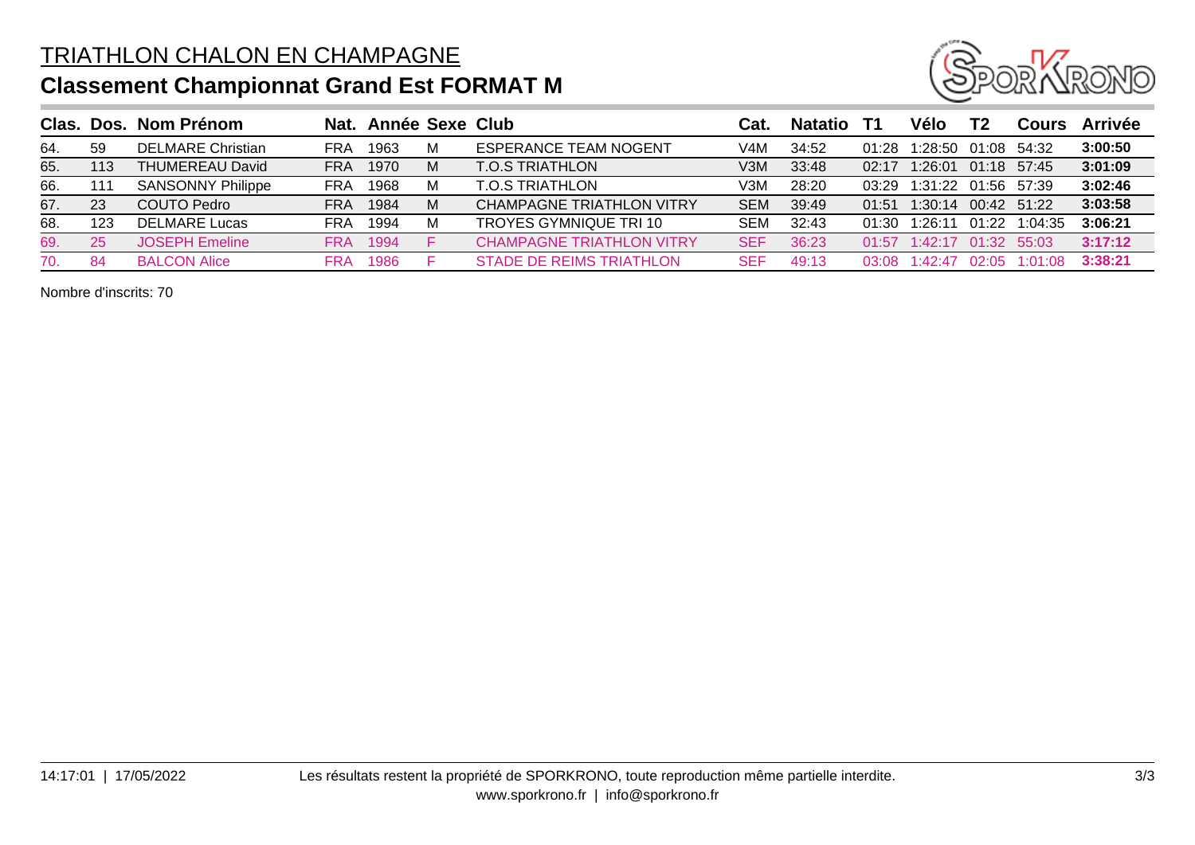# TRIATHLON CHALON EN CHAMPAGNE

## Classement Championnat Grand Est FORMAT M

| Clas. | Dos. | Nom Prénom | Nat. | Année | Sexe | Club | Cat. | Natatio | T1 | Vélo | T2 | Cours | Arrivée |
|---|---|---|---|---|---|---|---|---|---|---|---|---|---|
| 64. | 59 | DELMARE Christian | FRA | 1963 | M | ESPERANCE TEAM NOGENT | V4M | 34:52 | 01:28 | 1:28:50 | 01:08 | 54:32 | **3:00:50** |
| 65. | 113 | THUMEREAU David | FRA | 1970 | M | T.O.S TRIATHLON | V3M | 33:48 | 02:17 | 1:26:01 | 01:18 | 57:45 | **3:01:09** |
| 66. | 111 | SANSONNY Philippe | FRA | 1968 | M | T.O.S TRIATHLON | V3M | 28:20 | 03:29 | 1:31:22 | 01:56 | 57:39 | **3:02:46** |
| 67. | 23 | COUTO Pedro | FRA | 1984 | M | CHAMPAGNE TRIATHLON VITRY | SEM | 39:49 | 01:51 | 1:30:14 | 00:42 | 51:22 | **3:03:58** |
| 68. | 123 | DELMARE Lucas | FRA | 1994 | M | TROYES GYMNIQUE TRI 10 | SEM | 32:43 | 01:30 | 1:26:11 | 01:22 | 1:04:35 | **3:06:21** |
| 69. | 25 | JOSEPH Emeline | FRA | 1994 | F | CHAMPAGNE TRIATHLON VITRY | SEF | 36:23 | 01:57 | 1:42:17 | 01:32 | 55:03 | **3:17:12** |
| 70. | 84 | BALCON Alice | FRA | 1986 | F | STADE DE REIMS TRIATHLON | SEF | 49:13 | 03:08 | 1:42:47 | 02:05 | 1:01:08 | **3:38:21** |

Nombre d'inscrits: 70

14:17:01 | 17/05/2022 Les résultats restent la propriété de SPORKRONO, toute reproduction même partielle interdite.
www.sporkrono.fr | info@sporkrono.fr